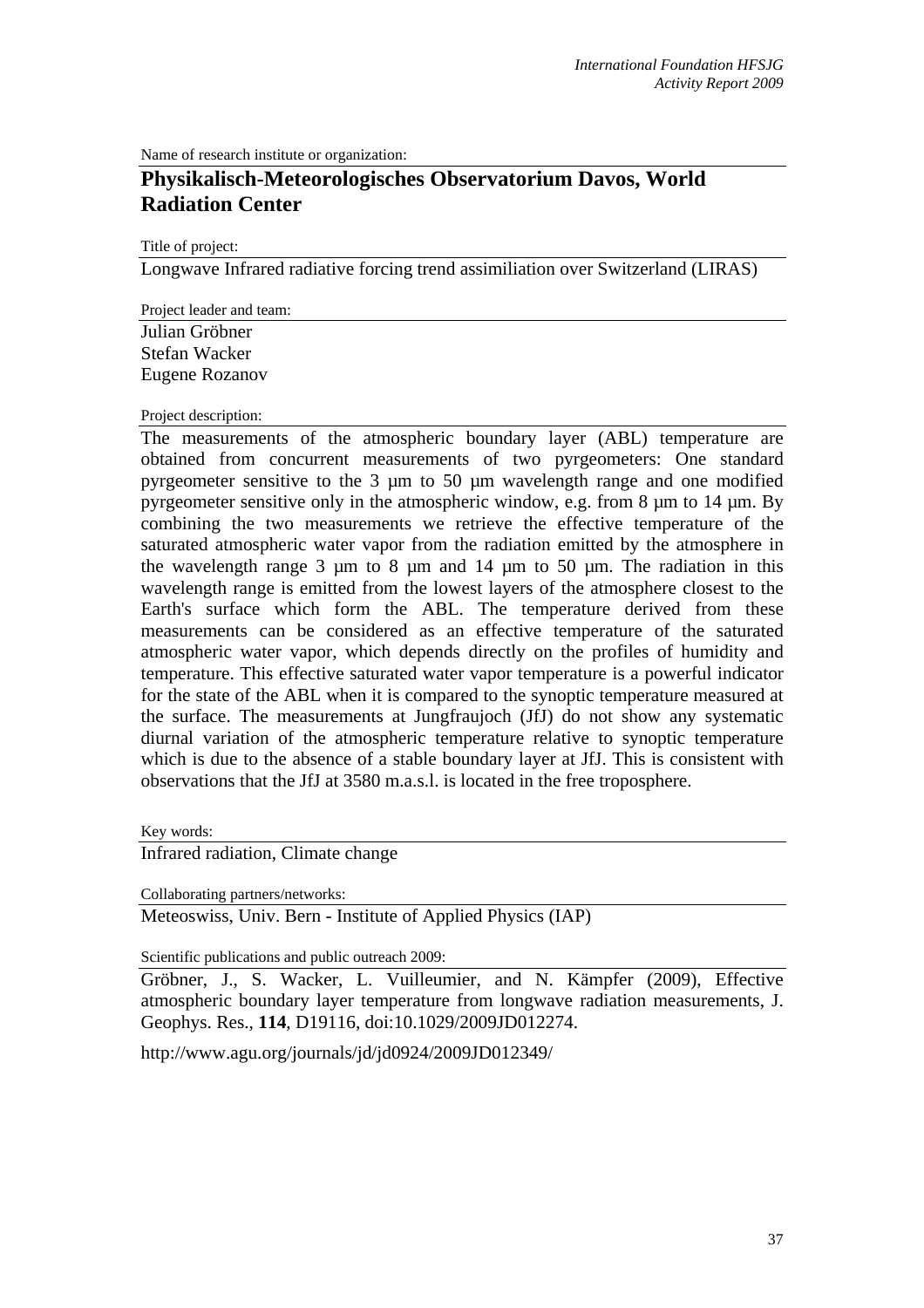Name of research institute or organization:

## Physikalisch-Meteorologisches Observatorium Davos, World Radiation Center

Title of project:

Longwave Infrared radiative forcing trend assimiliation over Switzerland (LIRAS)

Project leader and team:

Julian Gröbner
Stefan Wacker
Eugene Rozanov

Project description:

The measurements of the atmospheric boundary layer (ABL) temperature are obtained from concurrent measurements of two pyrgeometers: One standard pyrgeometer sensitive to the 3 µm to 50 µm wavelength range and one modified pyrgeometer sensitive only in the atmospheric window, e.g. from 8 µm to 14 µm. By combining the two measurements we retrieve the effective temperature of the saturated atmospheric water vapor from the radiation emitted by the atmosphere in the wavelength range 3 µm to 8 µm and 14 µm to 50 µm. The radiation in this wavelength range is emitted from the lowest layers of the atmosphere closest to the Earth's surface which form the ABL. The temperature derived from these measurements can be considered as an effective temperature of the saturated atmospheric water vapor, which depends directly on the profiles of humidity and temperature. This effective saturated water vapor temperature is a powerful indicator for the state of the ABL when it is compared to the synoptic temperature measured at the surface. The measurements at Jungfraujoch (JfJ) do not show any systematic diurnal variation of the atmospheric temperature relative to synoptic temperature which is due to the absence of a stable boundary layer at JfJ. This is consistent with observations that the JfJ at 3580 m.a.s.l. is located in the free troposphere.

Key words:

Infrared radiation, Climate change

Collaborating partners/networks:

Meteoswiss, Univ. Bern - Institute of Applied Physics (IAP)

Scientific publications and public outreach 2009:

Gröbner, J., S. Wacker, L. Vuilleumier, and N. Kämpfer (2009), Effective atmospheric boundary layer temperature from longwave radiation measurements, J. Geophys. Res., **114**, D19116, doi:10.1029/2009JD012274.

http://www.agu.org/journals/jd/jd0924/2009JD012349/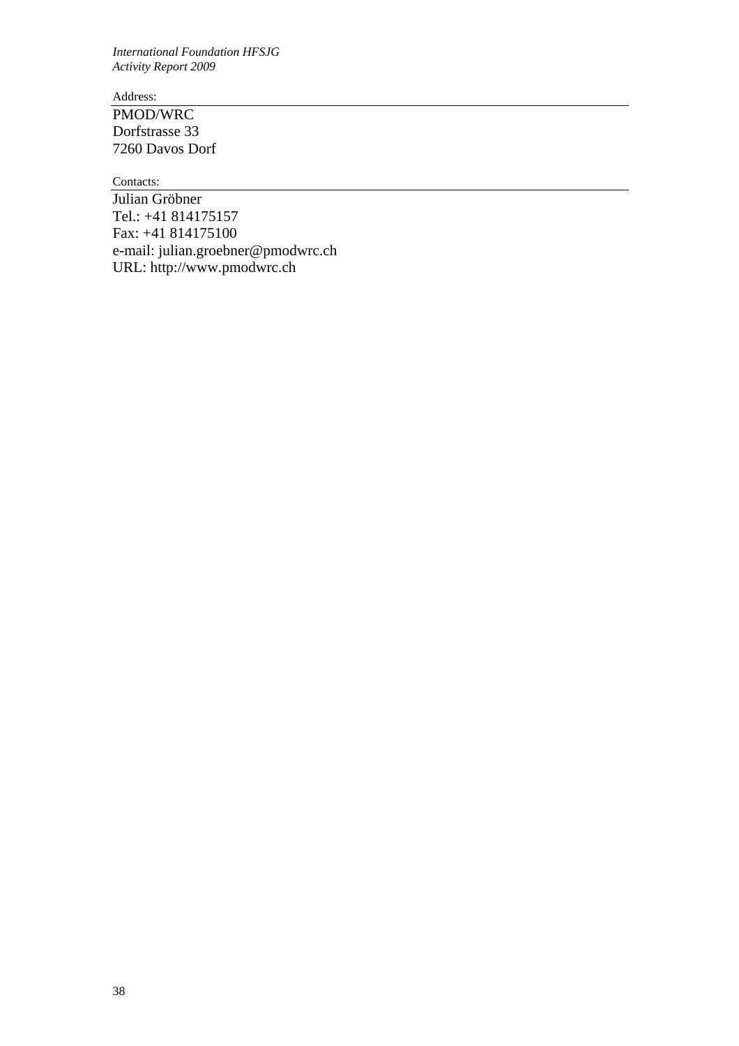Address:

PMOD/WRC
Dorfstrasse 33
7260 Davos Dorf

Contacts:

Julian Gröbner
Tel.: +41 814175157
Fax: +41 814175100
e-mail: julian.groebner@pmodwrc.ch
URL: http://www.pmodwrc.ch